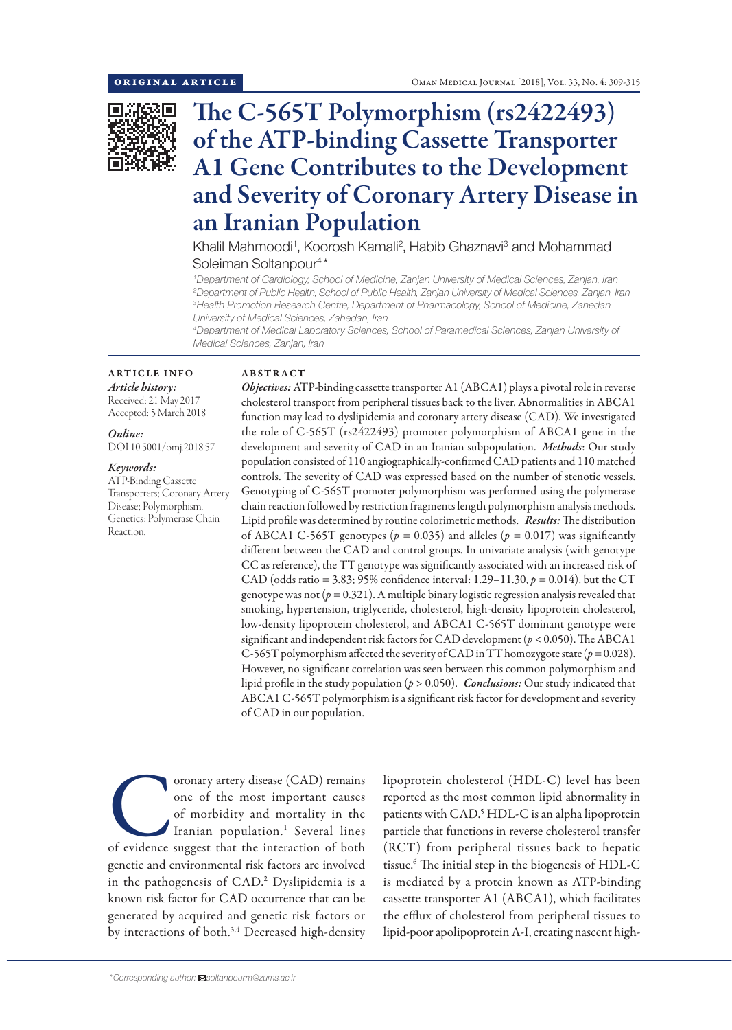ORIGINAL ARTICLE

# The C-565T Polymorphism (rs2422493) of the ATP-binding Cassette Transporter A1 Gene Contributes to the Development and Severity of Coronary Artery Disease in an Iranian Population

Khalil Mahmoodi[1], Koorosh Kamali[2], Habib Ghaznavi[3] and Mohammad Soleiman Soltanpour[4]*

[1]Department of Cardiology, School of Medicine, Zanjan University of Medical Sciences, Zanjan, Iran
[2]Department of Public Health, School of Public Health, Zanjan University of Medical Sciences, Zanjan, Iran
[3]Health Promotion Research Centre, Department of Pharmacology, School of Medicine, Zahedan University of Medical Sciences, Zahedan, Iran
[4]Department of Medical Laboratory Sciences, School of Paramedical Sciences, Zanjan University of Medical Sciences, Zanjan, Iran

## ARTICLE INFO

*Article history:*
Received: 21 May 2017
Accepted: 5 March 2018

*Online:*
DOI 10.5001/omj.2018.57

*Keywords:*
ATP-Binding Cassette Transporters; Coronary Artery Disease; Polymorphism, Genetics; Polymerase Chain Reaction.

## ABSTRACT

***Objectives:*** ATP-binding cassette transporter A1 (ABCA1) plays a pivotal role in reverse cholesterol transport from peripheral tissues back to the liver. Abnormalities in ABCA1 function may lead to dyslipidemia and coronary artery disease (CAD). We investigated the role of C-565T (rs2422493) promoter polymorphism of ABCA1 gene in the development and severity of CAD in an Iranian subpopulation. ***Methods***: Our study population consisted of 110 angiographically-confirmed CAD patients and 110 matched controls. The severity of CAD was expressed based on the number of stenotic vessels. Genotyping of C-565T promoter polymorphism was performed using the polymerase chain reaction followed by restriction fragments length polymorphism analysis methods. Lipid profile was determined by routine colorimetric methods. ***Results:*** The distribution of ABCA1 C-565T genotypes ($p$ = 0.035) and alleles ($p$ = 0.017) was significantly different between the CAD and control groups. In univariate analysis (with genotype CC as reference), the TT genotype was significantly associated with an increased risk of CAD (odds ratio = 3.83; 95% confidence interval: 1.29–11.30, $p$ = 0.014), but the CT genotype was not ($p$ = 0.321). A multiple binary logistic regression analysis revealed that smoking, hypertension, triglyceride, cholesterol, high-density lipoprotein cholesterol, low-density lipoprotein cholesterol, and ABCA1 C-565T dominant genotype were significant and independent risk factors for CAD development ($p$ < 0.050). The ABCA1 C-565T polymorphism affected the severity of CAD in TT homozygote state ($p$ = 0.028). However, no significant correlation was seen between this common polymorphism and lipid profile in the study population ($p$ > 0.050). ***Conclusions:*** Our study indicated that ABCA1 C-565T polymorphism is a significant risk factor for development and severity of CAD in our population.

Coronary artery disease (CAD) remains one of the most important causes of morbidity and mortality in the Iranian population.[1] Several lines of evidence suggest that the interaction of both genetic and environmental risk factors are involved in the pathogenesis of CAD.[2] Dyslipidemia is a known risk factor for CAD occurrence that can be generated by acquired and genetic risk factors or by interactions of both.[3,4] Decreased high-density lipoprotein cholesterol (HDL-C) level has been reported as the most common lipid abnormality in patients with CAD.[5] HDL-C is an alpha lipoprotein particle that functions in reverse cholesterol transfer (RCT) from peripheral tissues back to hepatic tissue.[6] The initial step in the biogenesis of HDL-C is mediated by a protein known as ATP-binding cassette transporter A1 (ABCA1), which facilitates the efflux of cholesterol from peripheral tissues to lipid-poor apolipoprotein A-I, creating nascent high-

*Corresponding author: soltanpourm@zums.ac.ir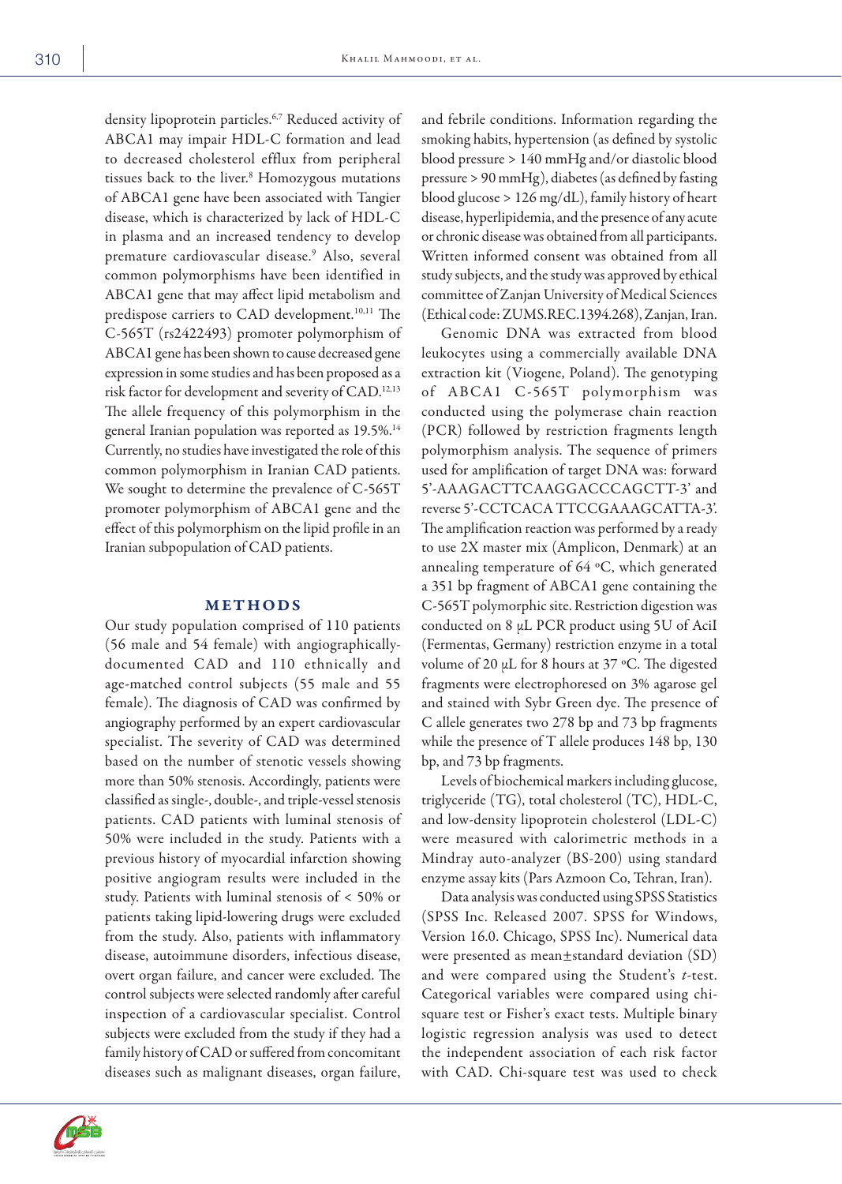density lipoprotein particles.[6,7] Reduced activity of ABCA1 may impair HDL-C formation and lead to decreased cholesterol efflux from peripheral tissues back to the liver.[8] Homozygous mutations of ABCA1 gene have been associated with Tangier disease, which is characterized by lack of HDL-C in plasma and an increased tendency to develop premature cardiovascular disease.[9] Also, several common polymorphisms have been identified in ABCA1 gene that may affect lipid metabolism and predispose carriers to CAD development.[10,11] The C-565T (rs2422493) promoter polymorphism of ABCA1 gene has been shown to cause decreased gene expression in some studies and has been proposed as a risk factor for development and severity of CAD.[12,13] The allele frequency of this polymorphism in the general Iranian population was reported as 19.5%.[14] Currently, no studies have investigated the role of this common polymorphism in Iranian CAD patients. We sought to determine the prevalence of C-565T promoter polymorphism of ABCA1 gene and the effect of this polymorphism on the lipid profile in an Iranian subpopulation of CAD patients.

## METHODS

Our study population comprised of 110 patients (56 male and 54 female) with angiographically-documented CAD and 110 ethnically and age-matched control subjects (55 male and 55 female). The diagnosis of CAD was confirmed by angiography performed by an expert cardiovascular specialist. The severity of CAD was determined based on the number of stenotic vessels showing more than 50% stenosis. Accordingly, patients were classified as single-, double-, and triple-vessel stenosis patients. CAD patients with luminal stenosis of 50% were included in the study. Patients with a previous history of myocardial infarction showing positive angiogram results were included in the study. Patients with luminal stenosis of < 50% or patients taking lipid-lowering drugs were excluded from the study. Also, patients with inflammatory disease, autoimmune disorders, infectious disease, overt organ failure, and cancer were excluded. The control subjects were selected randomly after careful inspection of a cardiovascular specialist. Control subjects were excluded from the study if they had a family history of CAD or suffered from concomitant diseases such as malignant diseases, organ failure, and febrile conditions. Information regarding the smoking habits, hypertension (as defined by systolic blood pressure > 140 mmHg and/or diastolic blood pressure > 90 mmHg), diabetes (as defined by fasting blood glucose > 126 mg/dL), family history of heart disease, hyperlipidemia, and the presence of any acute or chronic disease was obtained from all participants. Written informed consent was obtained from all study subjects, and the study was approved by ethical committee of Zanjan University of Medical Sciences (Ethical code: ZUMS.REC.1394.268), Zanjan, Iran.

Genomic DNA was extracted from blood leukocytes using a commercially available DNA extraction kit (Viogene, Poland). The genotyping of ABCA1 C-565T polymorphism was conducted using the polymerase chain reaction (PCR) followed by restriction fragments length polymorphism analysis. The sequence of primers used for amplification of target DNA was: forward 5'-AAAGACTTCAAGGACCCAGCTT-3' and reverse 5'-CCTCACA TTCCGAAAGCATTA-3'. The amplification reaction was performed by a ready to use 2X master mix (Amplicon, Denmark) at an annealing temperature of 64 ºC, which generated a 351 bp fragment of ABCA1 gene containing the C-565T polymorphic site. Restriction digestion was conducted on 8 µL PCR product using 5U of AciI (Fermentas, Germany) restriction enzyme in a total volume of 20 µL for 8 hours at 37 ºC. The digested fragments were electrophoresed on 3% agarose gel and stained with Sybr Green dye. The presence of C allele generates two 278 bp and 73 bp fragments while the presence of T allele produces 148 bp, 130 bp, and 73 bp fragments.

Levels of biochemical markers including glucose, triglyceride (TG), total cholesterol (TC), HDL-C, and low-density lipoprotein cholesterol (LDL-C) were measured with calorimetric methods in a Mindray auto-analyzer (BS-200) using standard enzyme assay kits (Pars Azmoon Co, Tehran, Iran).

Data analysis was conducted using SPSS Statistics (SPSS Inc. Released 2007. SPSS for Windows, Version 16.0. Chicago, SPSS Inc). Numerical data were presented as mean±standard deviation (SD) and were compared using the Student's *t*-test. Categorical variables were compared using chi-square test or Fisher's exact tests. Multiple binary logistic regression analysis was used to detect the independent association of each risk factor with CAD. Chi-square test was used to check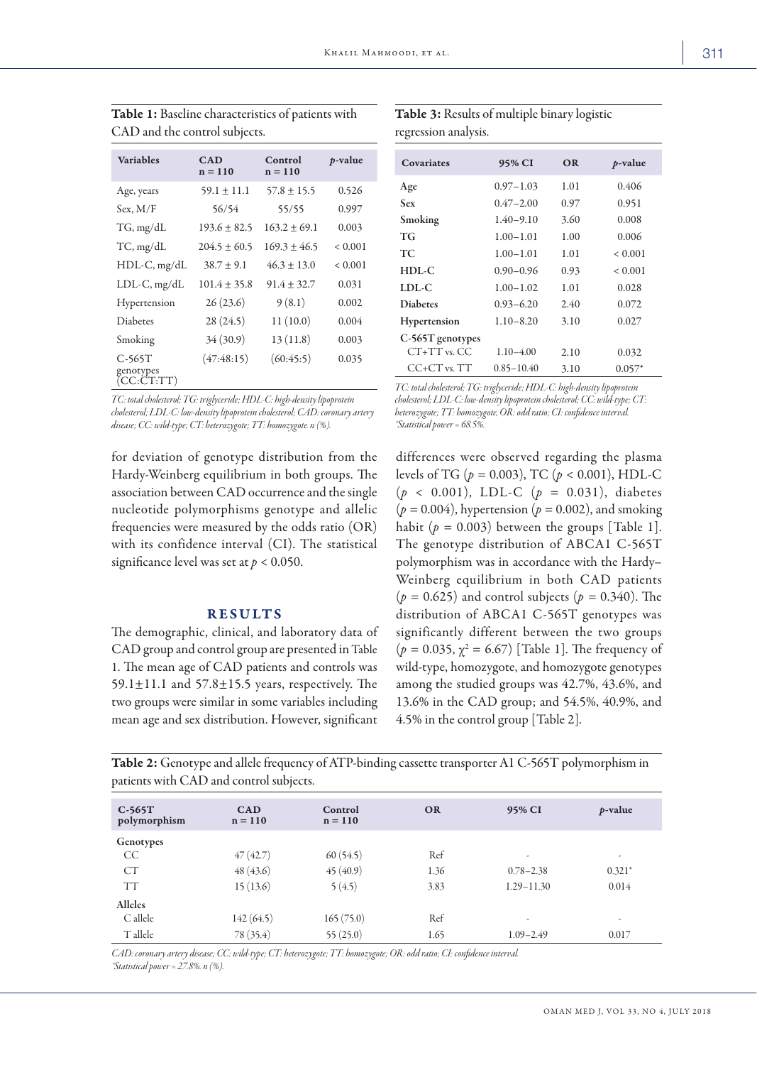**Table 1:** Baseline characteristics of patients with CAD and the control subjects.

| Variables | CAD n = 110 | Control n = 110 | *p*-value |
|---|---|---|---|
| Age, years | 59.1 ± 11.1 | 57.8 ± 15.5 | 0.526 |
| Sex, M/F | 56/54 | 55/55 | 0.997 |
| TG, mg/dL | 193.6 ± 82.5 | 163.2 ± 69.1 | 0.003 |
| TC, mg/dL | 204.5 ± 60.5 | 169.3 ± 46.5 | < 0.001 |
| HDL-C, mg/dL | 38.7 ± 9.1 | 46.3 ± 13.0 | < 0.001 |
| LDL-C, mg/dL | 101.4 ± 35.8 | 91.4 ± 32.7 | 0.031 |
| Hypertension | 26 (23.6) | 9 (8.1) | 0.002 |
| Diabetes | 28 (24.5) | 11 (10.0) | 0.004 |
| Smoking | 34 (30.9) | 13 (11.8) | 0.003 |
| C-565T genotypes (CC:CT:TT) | (47:48:15) | (60:45:5) | 0.035 |

*TC: total cholesterol; TG: triglyceride; HDL-C: high-density lipoprotein cholesterol; LDL-C: low-density lipoprotein cholesterol; CAD: coronary artery disease; CC: wild-type; CT: heterozygote; TT: homozygote. n (%).*

**Table 3:** Results of multiple binary logistic regression analysis.

| Covariates | 95% CI | OR | *p*-value |
|---|---|---|---|
| Age | 0.97–1.03 | 1.01 | 0.406 |
| Sex | 0.47–2.00 | 0.97 | 0.951 |
| Smoking | 1.40–9.10 | 3.60 | 0.008 |
| TG | 1.00–1.01 | 1.00 | 0.006 |
| TC | 1.00–1.01 | 1.01 | < 0.001 |
| HDL-C | 0.90–0.96 | 0.93 | < 0.001 |
| LDL-C | 1.00–1.02 | 1.01 | 0.028 |
| Diabetes | 0.93–6.20 | 2.40 | 0.072 |
| Hypertension | 1.10–8.20 | 3.10 | 0.027 |
| C-565T genotypes | | | |
| CT+TT vs. CC | 1.10–4.00 | 2.10 | 0.032 |
| CC+CT vs. TT | 0.85–10.40 | 3.10 | 0.057* |

*TC: total cholesterol; TG: triglyceride; HDL-C: high-density lipoprotein cholesterol; LDL-C: low-density lipoprotein cholesterol; CC: wild-type; CT: heterozygote; TT: homozygote, OR: odd ratio; CI: confidence interval.*
*\*Statistical power = 68.5%.*

for deviation of genotype distribution from the Hardy-Weinberg equilibrium in both groups. The association between CAD occurrence and the single nucleotide polymorphisms genotype and allelic frequencies were measured by the odds ratio (OR) with its confidence interval (CI). The statistical significance level was set at $p < 0.050$.

## RESULTS

The demographic, clinical, and laboratory data of CAD group and control group are presented in Table 1. The mean age of CAD patients and controls was 59.1±11.1 and 57.8±15.5 years, respectively. The two groups were similar in some variables including mean age and sex distribution. However, significant differences were observed regarding the plasma levels of TG ($p = 0.003$), TC ($p < 0.001$), HDL-C ($p < 0.001$), LDL-C ($p = 0.031$), diabetes ($p = 0.004$), hypertension ($p = 0.002$), and smoking habit ($p = 0.003$) between the groups [Table 1]. The genotype distribution of ABCA1 C-565T polymorphism was in accordance with the Hardy–Weinberg equilibrium in both CAD patients ($p = 0.625$) and control subjects ($p = 0.340$). The distribution of ABCA1 C-565T genotypes was significantly different between the two groups ($p = 0.035$, $\chi^2 = 6.67$) [Table 1]. The frequency of wild-type, homozygote, and homozygote genotypes among the studied groups was 42.7%, 43.6%, and 13.6% in the CAD group; and 54.5%, 40.9%, and 4.5% in the control group [Table 2].

**Table 2:** Genotype and allele frequency of ATP-binding cassette transporter A1 C-565T polymorphism in patients with CAD and control subjects.

| C-565T polymorphism | CAD n = 110 | Control n = 110 | OR | 95% CI | *p*-value |
|---|---|---|---|---|---|
| Genotypes | | | | | |
| CC | 47 (42.7) | 60 (54.5) | Ref | - | - |
| CT | 48 (43.6) | 45 (40.9) | 1.36 | 0.78–2.38 | 0.321* |
| TT | 15 (13.6) | 5 (4.5) | 3.83 | 1.29–11.30 | 0.014 |
| Alleles | | | | | |
| C allele | 142 (64.5) | 165 (75.0) | Ref | - | - |
| T allele | 78 (35.4) | 55 (25.0) | 1.65 | 1.09–2.49 | 0.017 |

*CAD: coronary artery disease; CC: wild-type; CT: heterozygote; TT: homozygote; OR: odd ratio; CI: confidence interval.*
*\*Statistical power = 27.8%. n (%).*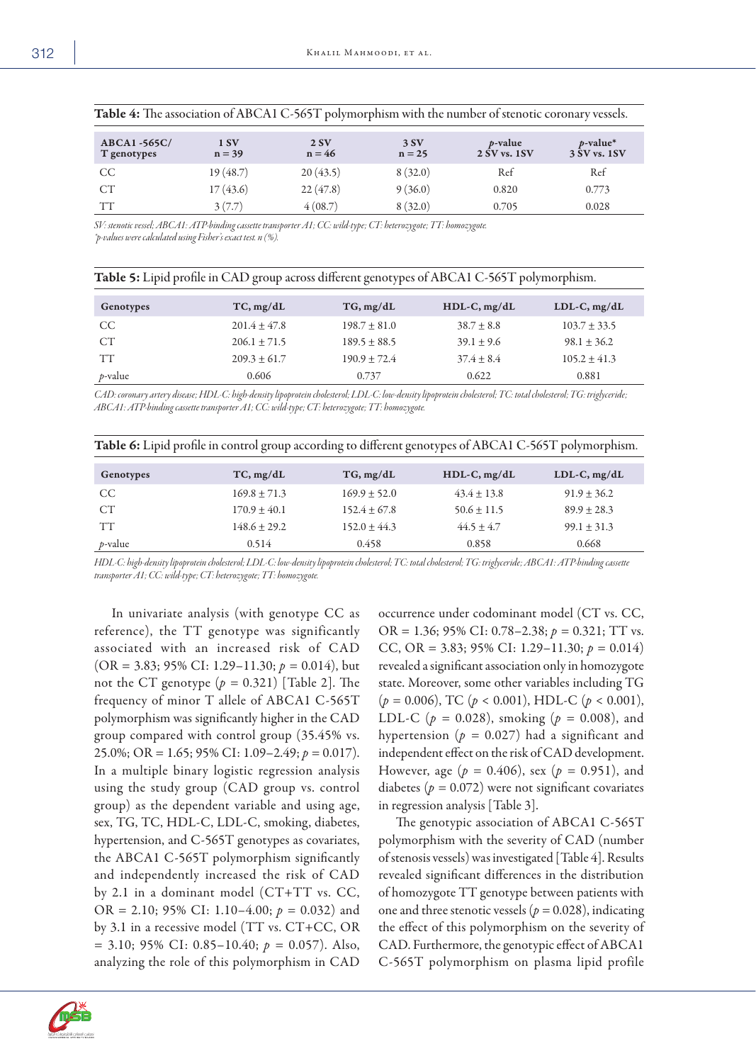**Table 4:** The association of ABCA1 C-565T polymorphism with the number of stenotic coronary vessels.

| ABCA1 -565C/T genotypes | 1 SV n = 39 | 2 SV n = 46 | 3 SV n = 25 | *p*-value 2 SV vs. 1SV | *p*-value* 3 SV vs. 1SV |
|---|---|---|---|---|---|
| CC | 19 (48.7) | 20 (43.5) | 8 (32.0) | Ref | Ref |
| CT | 17 (43.6) | 22 (47.8) | 9 (36.0) | 0.820 | 0.773 |
| TT | 3 (7.7) | 4 (08.7) | 8 (32.0) | 0.705 | 0.028 |

*SV: stenotic vessel; ABCA1: ATP-binding cassette transporter A1; CC: wild-type; CT: heterozygote; TT: homozygote.*
*\*p-values were calculated using Fisher's exact test. n (%).*

**Table 5:** Lipid profile in CAD group across different genotypes of ABCA1 C-565T polymorphism.

| Genotypes | TC, mg/dL | TG, mg/dL | HDL-C, mg/dL | LDL-C, mg/dL |
|---|---|---|---|---|
| CC | 201.4 ± 47.8 | 198.7 ± 81.0 | 38.7 ± 8.8 | 103.7 ± 33.5 |
| CT | 206.1 ± 71.5 | 189.5 ± 88.5 | 39.1 ± 9.6 | 98.1 ± 36.2 |
| TT | 209.3 ± 61.7 | 190.9 ± 72.4 | 37.4 ± 8.4 | 105.2 ± 41.3 |
| *p*-value | 0.606 | 0.737 | 0.622 | 0.881 |

*CAD: coronary artery disease; HDL-C: high-density lipoprotein cholesterol; LDL-C: low-density lipoprotein cholesterol; TC: total cholesterol; TG: triglyceride; ABCA1: ATP-binding cassette transporter A1; CC: wild-type; CT: heterozygote; TT: homozygote.*

**Table 6:** Lipid profile in control group according to different genotypes of ABCA1 C-565T polymorphism.

| Genotypes | TC, mg/dL | TG, mg/dL | HDL-C, mg/dL | LDL-C, mg/dL |
|---|---|---|---|---|
| CC | 169.8 ± 71.3 | 169.9 ± 52.0 | 43.4 ± 13.8 | 91.9 ± 36.2 |
| CT | 170.9 ± 40.1 | 152.4 ± 67.8 | 50.6 ± 11.5 | 89.9 ± 28.3 |
| TT | 148.6 ± 29.2 | 152.0 ± 44.3 | 44.5 ± 4.7 | 99.1 ± 31.3 |
| *p*-value | 0.514 | 0.458 | 0.858 | 0.668 |

*HDL-C: high-density lipoprotein cholesterol; LDL-C: low-density lipoprotein cholesterol; TC: total cholesterol; TG: triglyceride; ABCA1: ATP-binding cassette transporter A1; CC: wild-type; CT: heterozygote; TT: homozygote.*

In univariate analysis (with genotype CC as reference), the TT genotype was significantly associated with an increased risk of CAD (OR = 3.83; 95% CI: 1.29–11.30; $p = 0.014$), but not the CT genotype ($p = 0.321$) [Table 2]. The frequency of minor T allele of ABCA1 C-565T polymorphism was significantly higher in the CAD group compared with control group (35.45% vs. 25.0%; OR = 1.65; 95% CI: 1.09–2.49; $p = 0.017$). In a multiple binary logistic regression analysis using the study group (CAD group vs. control group) as the dependent variable and using age, sex, TG, TC, HDL-C, LDL-C, smoking, diabetes, hypertension, and C-565T genotypes as covariates, the ABCA1 C-565T polymorphism significantly and independently increased the risk of CAD by 2.1 in a dominant model (CT+TT vs. CC, OR = 2.10; 95% CI: 1.10–4.00; $p = 0.032$) and by 3.1 in a recessive model (TT vs. CT+CC, OR = 3.10; 95% CI: 0.85–10.40; $p = 0.057$). Also, analyzing the role of this polymorphism in CAD occurrence under codominant model (CT vs. CC, OR = 1.36; 95% CI: 0.78–2.38; $p = 0.321$; TT vs. CC, OR = 3.83; 95% CI: 1.29–11.30; $p = 0.014$) revealed a significant association only in homozygote state. Moreover, some other variables including TG ($p = 0.006$), TC ($p < 0.001$), HDL-C ($p < 0.001$), LDL-C ($p = 0.028$), smoking ($p = 0.008$), and hypertension ($p = 0.027$) had a significant and independent effect on the risk of CAD development. However, age ($p = 0.406$), sex ($p = 0.951$), and diabetes ($p = 0.072$) were not significant covariates in regression analysis [Table 3].

The genotypic association of ABCA1 C-565T polymorphism with the severity of CAD (number of stenosis vessels) was investigated [Table 4]. Results revealed significant differences in the distribution of homozygote TT genotype between patients with one and three stenotic vessels ($p = 0.028$), indicating the effect of this polymorphism on the severity of CAD. Furthermore, the genotypic effect of ABCA1 C-565T polymorphism on plasma lipid profile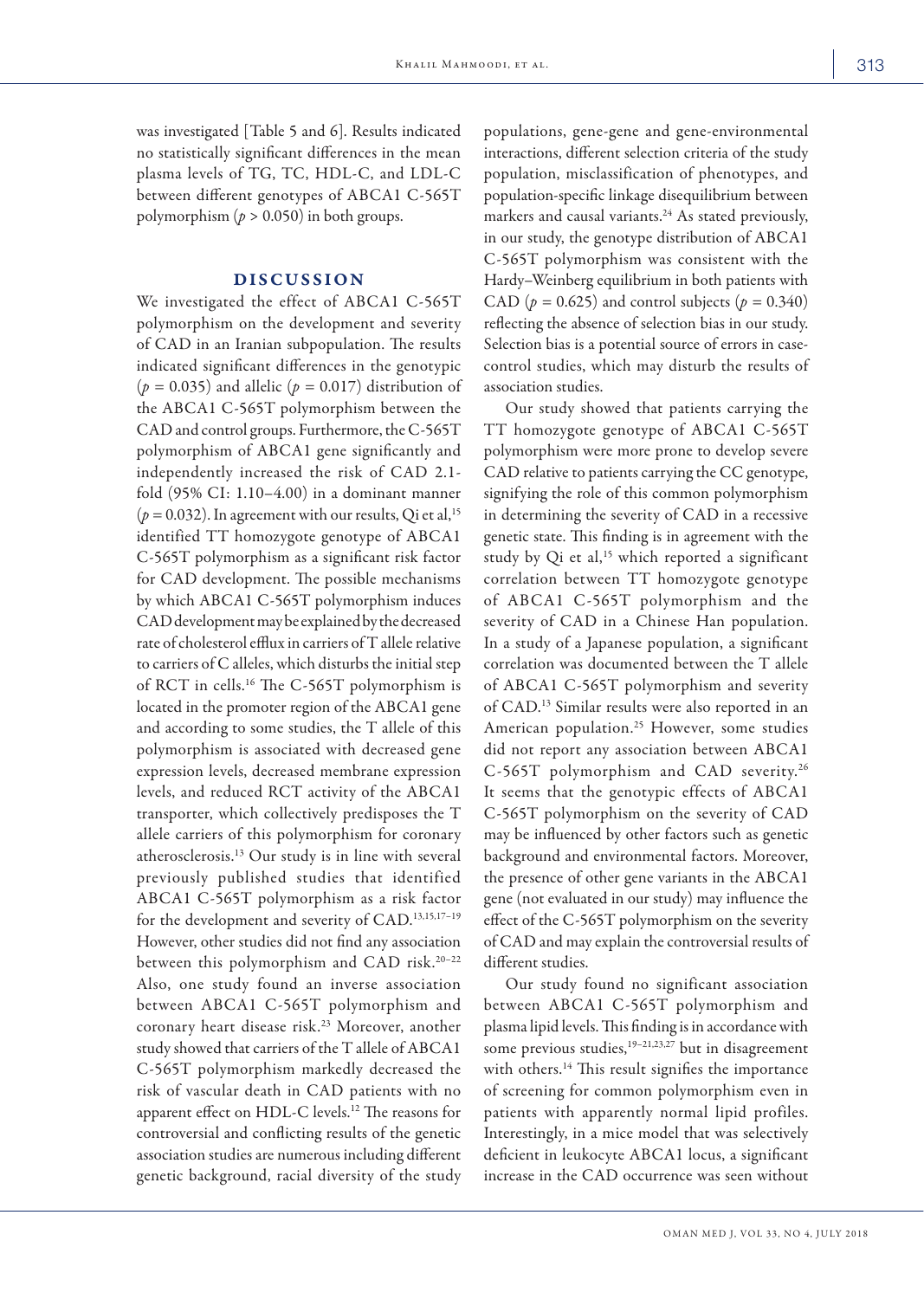was investigated [Table 5 and 6]. Results indicated no statistically significant differences in the mean plasma levels of TG, TC, HDL-C, and LDL-C between different genotypes of ABCA1 C-565T polymorphism ($p > 0.050$) in both groups.

## DISCUSSION

We investigated the effect of ABCA1 C-565T polymorphism on the development and severity of CAD in an Iranian subpopulation. The results indicated significant differences in the genotypic ($p = 0.035$) and allelic ($p = 0.017$) distribution of the ABCA1 C-565T polymorphism between the CAD and control groups. Furthermore, the C-565T polymorphism of ABCA1 gene significantly and independently increased the risk of CAD 2.1-fold (95% CI: 1.10–4.00) in a dominant manner ($p = 0.032$). In agreement with our results, Qi et al,[15] identified TT homozygote genotype of ABCA1 C-565T polymorphism as a significant risk factor for CAD development. The possible mechanisms by which ABCA1 C-565T polymorphism induces CAD development may be explained by the decreased rate of cholesterol efflux in carriers of T allele relative to carriers of C alleles, which disturbs the initial step of RCT in cells.[16] The C-565T polymorphism is located in the promoter region of the ABCA1 gene and according to some studies, the T allele of this polymorphism is associated with decreased gene expression levels, decreased membrane expression levels, and reduced RCT activity of the ABCA1 transporter, which collectively predisposes the T allele carriers of this polymorphism for coronary atherosclerosis.[13] Our study is in line with several previously published studies that identified ABCA1 C-565T polymorphism as a risk factor for the development and severity of CAD.[13,15,17–19] However, other studies did not find any association between this polymorphism and CAD risk.[20–22] Also, one study found an inverse association between ABCA1 C-565T polymorphism and coronary heart disease risk.[23] Moreover, another study showed that carriers of the T allele of ABCA1 C-565T polymorphism markedly decreased the risk of vascular death in CAD patients with no apparent effect on HDL-C levels.[12] The reasons for controversial and conflicting results of the genetic association studies are numerous including different genetic background, racial diversity of the study populations, gene-gene and gene-environmental interactions, different selection criteria of the study population, misclassification of phenotypes, and population-specific linkage disequilibrium between markers and causal variants.[24] As stated previously, in our study, the genotype distribution of ABCA1 C-565T polymorphism was consistent with the Hardy–Weinberg equilibrium in both patients with CAD ($p = 0.625$) and control subjects ($p = 0.340$) reflecting the absence of selection bias in our study. Selection bias is a potential source of errors in case-control studies, which may disturb the results of association studies.

Our study showed that patients carrying the TT homozygote genotype of ABCA1 C-565T polymorphism were more prone to develop severe CAD relative to patients carrying the CC genotype, signifying the role of this common polymorphism in determining the severity of CAD in a recessive genetic state. This finding is in agreement with the study by Qi et al,[15] which reported a significant correlation between TT homozygote genotype of ABCA1 C-565T polymorphism and the severity of CAD in a Chinese Han population. In a study of a Japanese population, a significant correlation was documented between the T allele of ABCA1 C-565T polymorphism and severity of CAD.[13] Similar results were also reported in an American population.[25] However, some studies did not report any association between ABCA1 C-565T polymorphism and CAD severity.[26] It seems that the genotypic effects of ABCA1 C-565T polymorphism on the severity of CAD may be influenced by other factors such as genetic background and environmental factors. Moreover, the presence of other gene variants in the ABCA1 gene (not evaluated in our study) may influence the effect of the C-565T polymorphism on the severity of CAD and may explain the controversial results of different studies.

Our study found no significant association between ABCA1 C-565T polymorphism and plasma lipid levels. This finding is in accordance with some previous studies,[19–21,23,27] but in disagreement with others.[14] This result signifies the importance of screening for common polymorphism even in patients with apparently normal lipid profiles. Interestingly, in a mice model that was selectively deficient in leukocyte ABCA1 locus, a significant increase in the CAD occurrence was seen without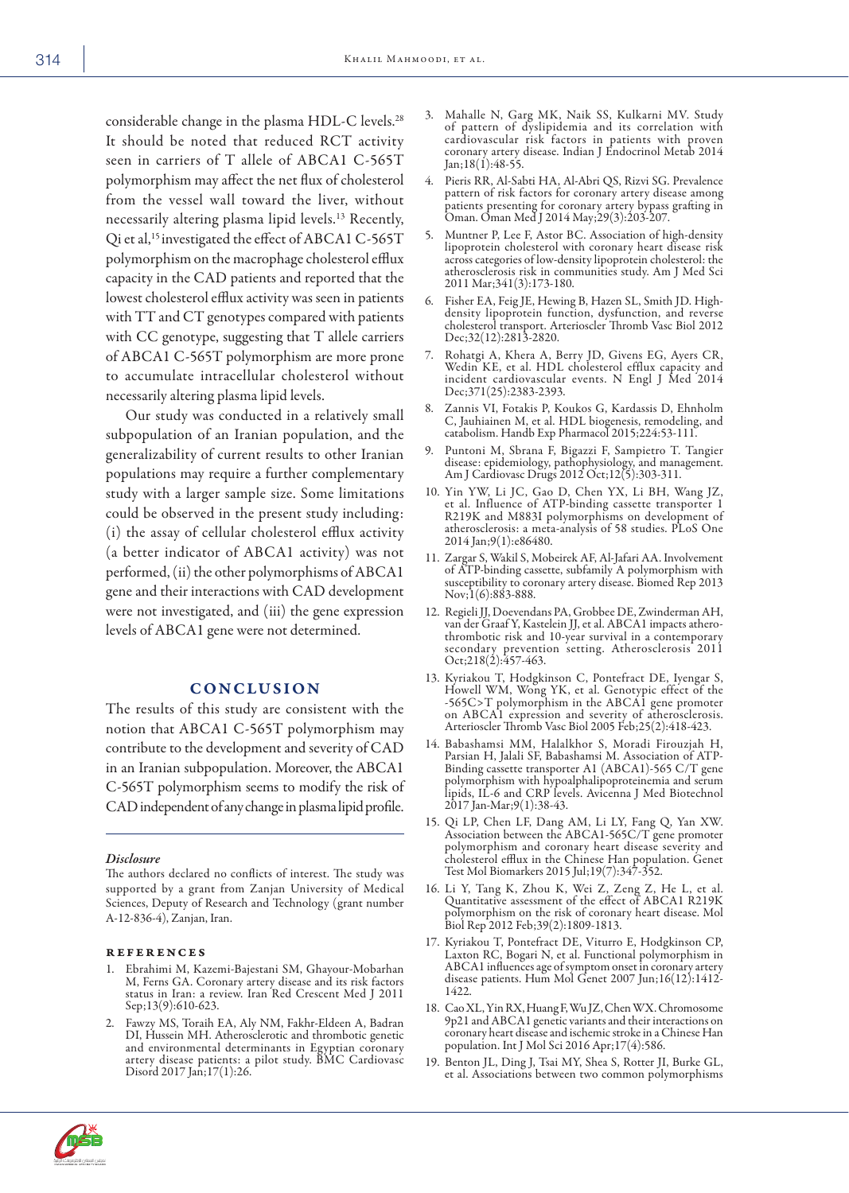considerable change in the plasma HDL-C levels.[28] It should be noted that reduced RCT activity seen in carriers of T allele of ABCA1 C-565T polymorphism may affect the net flux of cholesterol from the vessel wall toward the liver, without necessarily altering plasma lipid levels.[13] Recently, Qi et al,[15] investigated the effect of ABCA1 C-565T polymorphism on the macrophage cholesterol efflux capacity in the CAD patients and reported that the lowest cholesterol efflux activity was seen in patients with TT and CT genotypes compared with patients with CC genotype, suggesting that T allele carriers of ABCA1 C-565T polymorphism are more prone to accumulate intracellular cholesterol without necessarily altering plasma lipid levels.

Our study was conducted in a relatively small subpopulation of an Iranian population, and the generalizability of current results to other Iranian populations may require a further complementary study with a larger sample size. Some limitations could be observed in the present study including: (i) the assay of cellular cholesterol efflux activity (a better indicator of ABCA1 activity) was not performed, (ii) the other polymorphisms of ABCA1 gene and their interactions with CAD development were not investigated, and (iii) the gene expression levels of ABCA1 gene were not determined.

## CONCLUSION

The results of this study are consistent with the notion that ABCA1 C-565T polymorphism may contribute to the development and severity of CAD in an Iranian subpopulation. Moreover, the ABCA1 C-565T polymorphism seems to modify the risk of CAD independent of any change in plasma lipid profile.

### *Disclosure*

The authors declared no conflicts of interest. The study was supported by a grant from Zanjan University of Medical Sciences, Deputy of Research and Technology (grant number A-12-836-4), Zanjan, Iran.

## REFERENCES

1. Ebrahimi M, Kazemi-Bajestani SM, Ghayour-Mobarhan M, Ferns GA. Coronary artery disease and its risk factors status in Iran: a review. Iran Red Crescent Med J 2011 Sep;13(9):610-623.
2. Fawzy MS, Toraih EA, Aly NM, Fakhr-Eldeen A, Badran DI, Hussein MH. Atherosclerotic and thrombotic genetic and environmental determinants in Egyptian coronary artery disease patients: a pilot study. BMC Cardiovasc Disord 2017 Jan;17(1):26.
3. Mahalle N, Garg MK, Naik SS, Kulkarni MV. Study of pattern of dyslipidemia and its correlation with cardiovascular risk factors in patients with proven coronary artery disease. Indian J Endocrinol Metab 2014 Jan;18(1):48-55.
4. Pieris RR, Al-Sabti HA, Al-Abri QS, Rizvi SG. Prevalence pattern of risk factors for coronary artery disease among patients presenting for coronary artery bypass grafting in Oman. Oman Med J 2014 May;29(3):203-207.
5. Muntner P, Lee F, Astor BC. Association of high-density lipoprotein cholesterol with coronary heart disease risk across categories of low-density lipoprotein cholesterol: the atherosclerosis risk in communities study. Am J Med Sci 2011 Mar;341(3):173-180.
6. Fisher EA, Feig JE, Hewing B, Hazen SL, Smith JD. High-density lipoprotein function, dysfunction, and reverse cholesterol transport. Arterioscler Thromb Vasc Biol 2012 Dec;32(12):2813-2820.
7. Rohatgi A, Khera A, Berry JD, Givens EG, Ayers CR, Wedin KE, et al. HDL cholesterol efflux capacity and incident cardiovascular events. N Engl J Med 2014 Dec;371(25):2383-2393.
8. Zannis VI, Fotakis P, Koukos G, Kardassis D, Ehnholm C, Jauhiainen M, et al. HDL biogenesis, remodeling, and catabolism. Handb Exp Pharmacol 2015;224:53-111.
9. Puntoni M, Sbrana F, Bigazzi F, Sampietro T. Tangier disease: epidemiology, pathophysiology, and management. Am J Cardiovasc Drugs 2012 Oct;12(5):303-311.
10. Yin YW, Li JC, Gao D, Chen YX, Li BH, Wang JZ, et al. Influence of ATP-binding cassette transporter 1 R219K and M883I polymorphisms on development of atherosclerosis: a meta-analysis of 58 studies. PLoS One 2014 Jan;9(1):e86480.
11. Zargar S, Wakil S, Mobeirek AF, Al-Jafari AA. Involvement of ATP-binding cassette, subfamily A polymorphism with susceptibility to coronary artery disease. Biomed Rep 2013 Nov;1(6):883-888.
12. Regieli JJ, Doevendans PA, Grobbee DE, Zwinderman AH, van der Graaf Y, Kastelein JJ, et al. ABCA1 impacts atherothrombotic risk and 10-year survival in a contemporary secondary prevention setting. Atherosclerosis 2011 Oct;218(2):457-463.
13. Kyriakou T, Hodgkinson C, Pontefract DE, Iyengar S, Howell WM, Wong YK, et al. Genotypic effect of the -565C>T polymorphism in the ABCA1 gene promoter on ABCA1 expression and severity of atherosclerosis. Arterioscler Thromb Vasc Biol 2005 Feb;25(2):418-423.
14. Babashamsi MM, Halalkhor S, Moradi Firouzjah H, Parsian H, Jalali SF, Babashamsi M. Association of ATP-Binding cassette transporter A1 (ABCA1)-565 C/T gene polymorphism with hypoalphalipoproteinemia and serum lipids, IL-6 and CRP levels. Avicenna J Med Biotechnol 2017 Jan-Mar;9(1):38-43.
15. Qi LP, Chen LF, Dang AM, Li LY, Fang Q, Yan XW. Association between the ABCA1-565C/T gene promoter polymorphism and coronary heart disease severity and cholesterol efflux in the Chinese Han population. Genet Test Mol Biomarkers 2015 Jul;19(7):347-352.
16. Li Y, Tang K, Zhou K, Wei Z, Zeng Z, He L, et al. Quantitative assessment of the effect of ABCA1 R219K polymorphism on the risk of coronary heart disease. Mol Biol Rep 2012 Feb;39(2):1809-1813.
17. Kyriakou T, Pontefract DE, Viturro E, Hodgkinson CP, Laxton RC, Bogari N, et al. Functional polymorphism in ABCA1 influences age of symptom onset in coronary artery disease patients. Hum Mol Genet 2007 Jun;16(12):1412-1422.
18. Cao XL, Yin RX, Huang F, Wu JZ, Chen WX. Chromosome 9p21 and ABCA1 genetic variants and their interactions on coronary heart disease and ischemic stroke in a Chinese Han population. Int J Mol Sci 2016 Apr;17(4):586.
19. Benton JL, Ding J, Tsai MY, Shea S, Rotter JI, Burke GL, et al. Associations between two common polymorphisms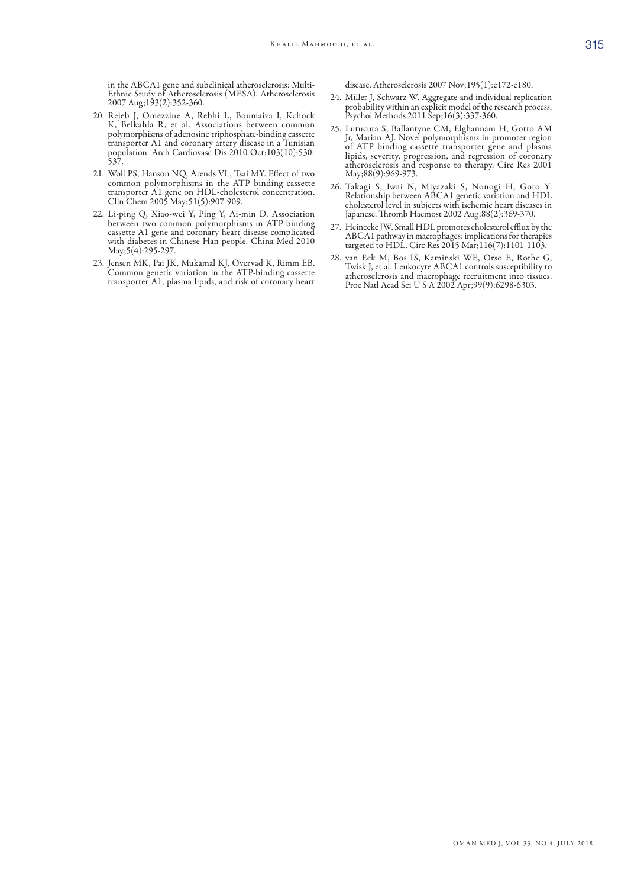in the ABCA1 gene and subclinical atherosclerosis: Multi-Ethnic Study of Atherosclerosis (MESA). Atherosclerosis 2007 Aug;193(2):352-360.

20. Rejeb J, Omezzine A, Rebhi L, Boumaiza I, Kchock K, Belkahla R, et al. Associations between common polymorphisms of adenosine triphosphate-binding cassette transporter A1 and coronary artery disease in a Tunisian population. Arch Cardiovasc Dis 2010 Oct;103(10):530-537.
21. Woll PS, Hanson NQ, Arends VL, Tsai MY. Effect of two common polymorphisms in the ATP binding cassette transporter A1 gene on HDL-cholesterol concentration. Clin Chem 2005 May;51(5):907-909.
22. Li-ping Q, Xiao-wei Y, Ping Y, Ai-min D. Association between two common polymorphisms in ATP-binding cassette A1 gene and coronary heart disease complicated with diabetes in Chinese Han people. China Med 2010 May;5(4):295-297.
23. Jensen MK, Pai JK, Mukamal KJ, Overvad K, Rimm EB. Common genetic variation in the ATP-binding cassette transporter A1, plasma lipids, and risk of coronary heart disease. Atherosclerosis 2007 Nov;195(1):e172-e180.
24. Miller J, Schwarz W. Aggregate and individual replication probability within an explicit model of the research process. Psychol Methods 2011 Sep;16(3):337-360.
25. Lutucuta S, Ballantyne CM, Elghannam H, Gotto AM Jr, Marian AJ. Novel polymorphisms in promoter region of ATP binding cassette transporter gene and plasma lipids, severity, progression, and regression of coronary atherosclerosis and response to therapy. Circ Res 2001 May;88(9):969-973.
26. Takagi S, Iwai N, Miyazaki S, Nonogi H, Goto Y. Relationship between ABCA1 genetic variation and HDL cholesterol level in subjects with ischemic heart diseases in Japanese. Thromb Haemost 2002 Aug;88(2):369-370.
27. Heinecke JW. Small HDL promotes cholesterol efflux by the ABCA1 pathway in macrophages: implications for therapies targeted to HDL. Circ Res 2015 Mar;116(7):1101-1103.
28. van Eck M, Bos IS, Kaminski WE, Orsó E, Rothe G, Twisk J, et al. Leukocyte ABCA1 controls susceptibility to atherosclerosis and macrophage recruitment into tissues. Proc Natl Acad Sci U S A 2002 Apr;99(9):6298-6303.